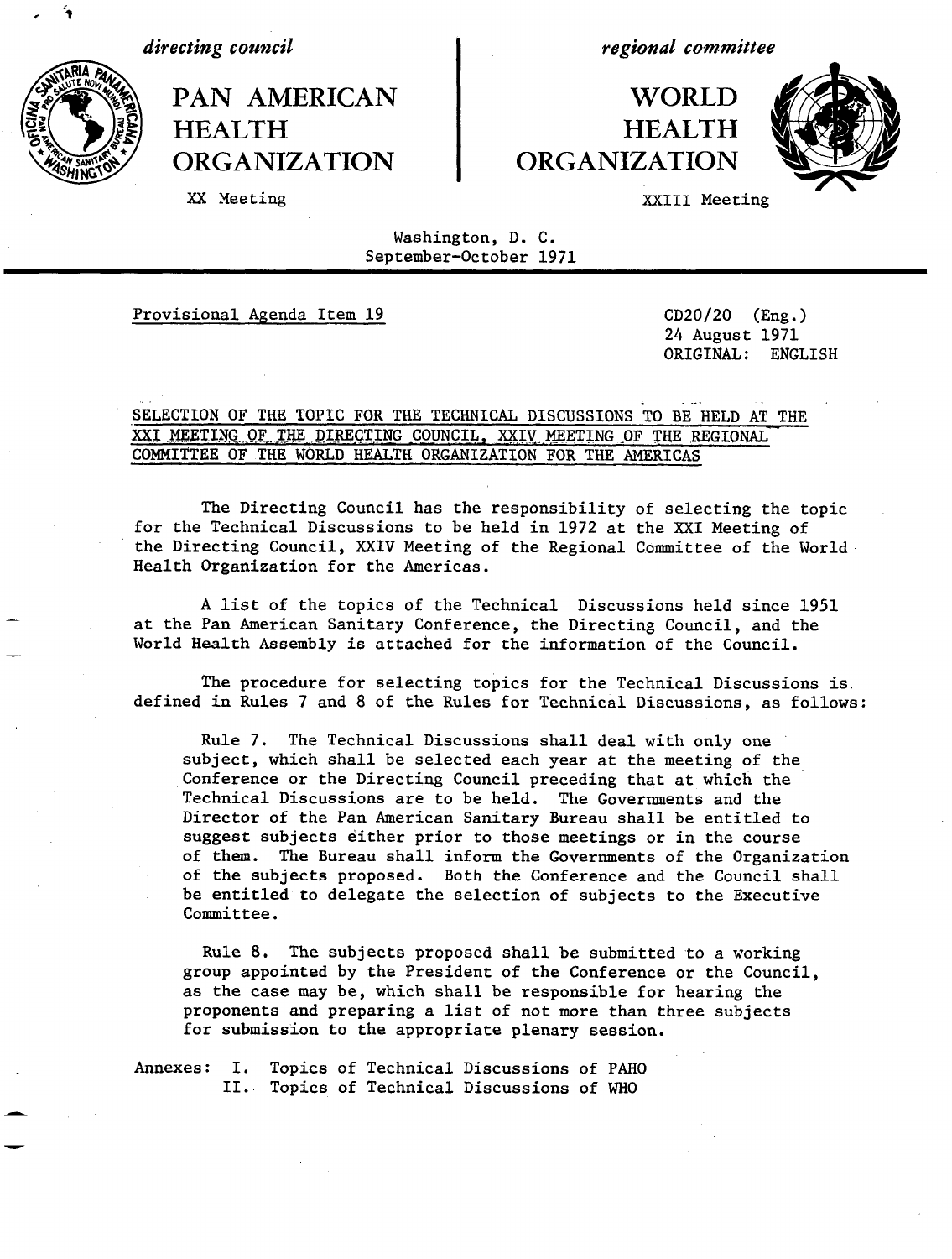*directing council*

# PAN AMERICAN HEALTH ORGANIZATION

XX Meeting

*regional committee*

# WORLD HEALTH ORGANIZATION

XXIII Meeting

Washington, D. C.
September-October 1971

Provisional Agenda Item 19

CD20/20 (Eng.)
24 August 1971
ORIGINAL: ENGLISH

## SELECTION OF THE TOPIC FOR THE TECHNICAL DISCUSSIONS TO BE HELD AT THE XXI MEETING OF THE DIRECTING COUNCIL, XXIV MEETING OF THE REGIONAL COMMITTEE OF THE WORLD HEALTH ORGANIZATION FOR THE AMERICAS

The Directing Council has the responsibility of selecting the topic for the Technical Discussions to be held in 1972 at the XXI Meeting of the Directing Council, XXIV Meeting of the Regional Committee of the World Health Organization for the Americas.

A list of the topics of the Technical Discussions held since 1951 at the Pan American Sanitary Conference, the Directing Council, and the World Health Assembly is attached for the information of the Council.

The procedure for selecting topics for the Technical Discussions is defined in Rules 7 and 8 of the Rules for Technical Discussions, as follows:

> Rule 7. The Technical Discussions shall deal with only one subject, which shall be selected each year at the meeting of the Conference or the Directing Council preceding that at which the Technical Discussions are to be held. The Governments and the Director of the Pan American Sanitary Bureau shall be entitled to suggest subjects either prior to those meetings or in the course of them. The Bureau shall inform the Governments of the Organization of the subjects proposed. Both the Conference and the Council shall be entitled to delegate the selection of subjects to the Executive Committee.

> Rule 8. The subjects proposed shall be submitted to a working group appointed by the President of the Conference or the Council, as the case may be, which shall be responsible for hearing the proponents and preparing a list of not more than three subjects for submission to the appropriate plenary session.

Annexes: I. Topics of Technical Discussions of PAHO
II. Topics of Technical Discussions of WHO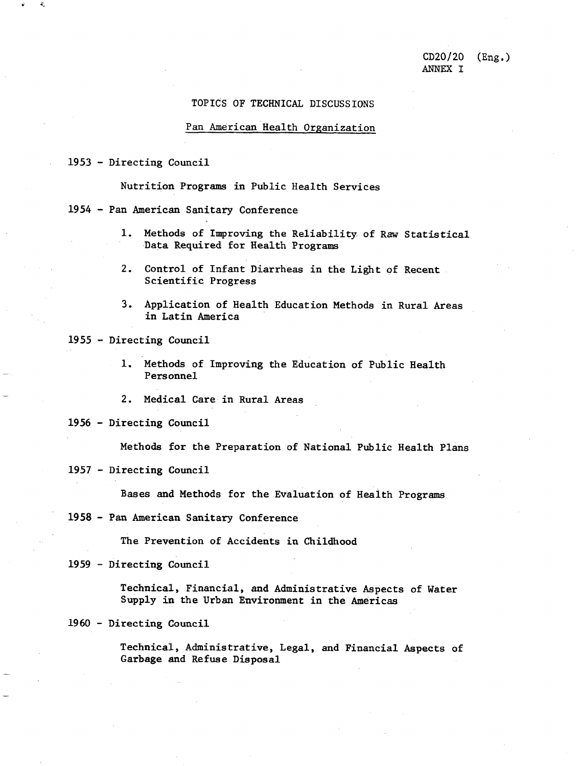CD20/20 (Eng.)
ANNEX I

# TOPICS OF TECHNICAL DISCUSSIONS

## Pan American Health Organization

**1953 - Directing Council**

Nutrition Programs in Public Health Services

**1954 - Pan American Sanitary Conference**

1. Methods of Improving the Reliability of Raw Statistical Data Required for Health Programs
2. Control of Infant Diarrheas in the Light of Recent Scientific Progress
3. Application of Health Education Methods in Rural Areas in Latin America

**1955 - Directing Council**

1. Methods of Improving the Education of Public Health Personnel
2. Medical Care in Rural Areas

**1956 - Directing Council**

Methods for the Preparation of National Public Health Plans

**1957 - Directing Council**

Bases and Methods for the Evaluation of Health Programs

**1958 - Pan American Sanitary Conference**

The Prevention of Accidents in Childhood

**1959 - Directing Council**

Technical, Financial, and Administrative Aspects of Water Supply in the Urban Environment in the Americas

**1960 - Directing Council**

Technical, Administrative, Legal, and Financial Aspects of Garbage and Refuse Disposal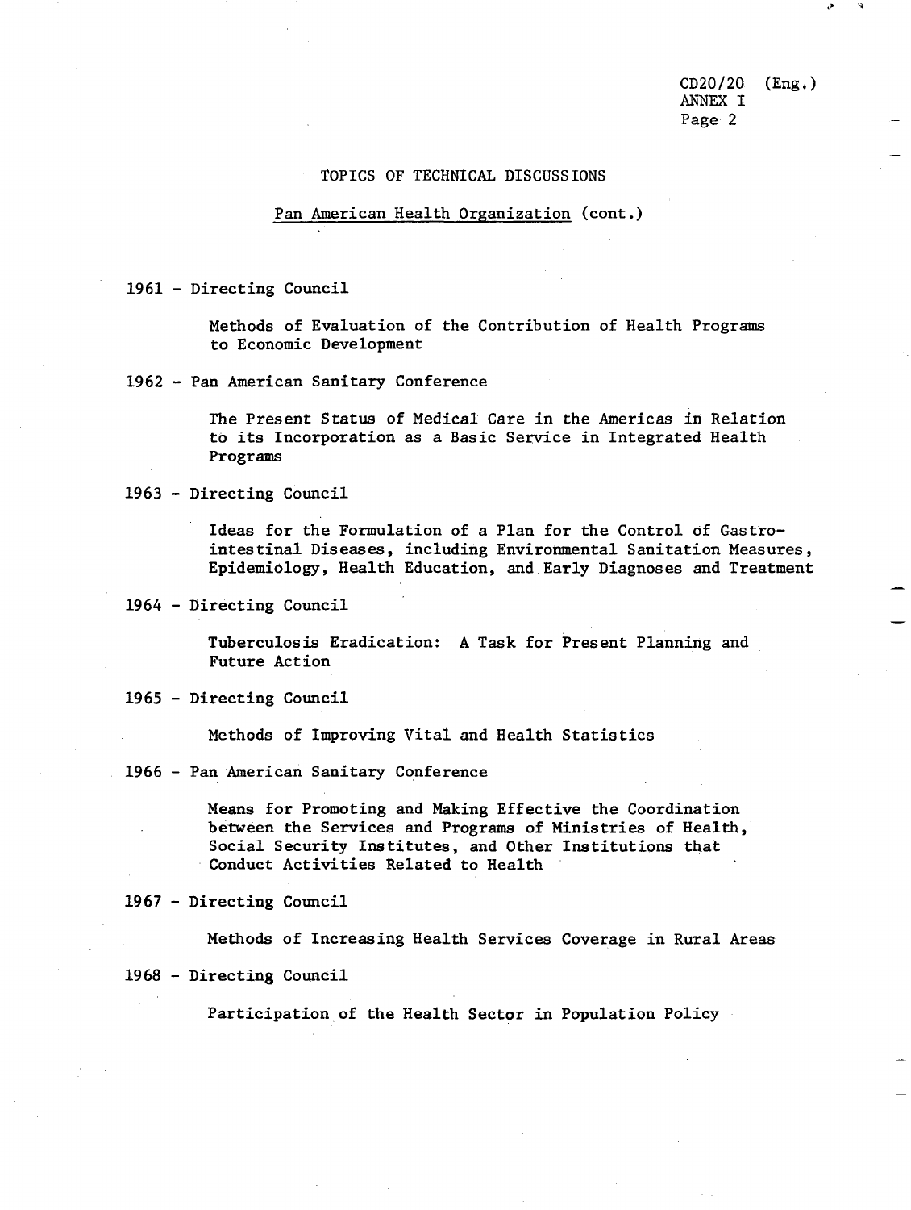## TOPICS OF TECHNICAL DISCUSSIONS

### Pan American Health Organization (cont.)

1961 - Directing Council

Methods of Evaluation of the Contribution of Health Programs to Economic Development

1962 - Pan American Sanitary Conference

The Present Status of Medical Care in the Americas in Relation to its Incorporation as a Basic Service in Integrated Health Programs

1963 - Directing Council

Ideas for the Formulation of a Plan for the Control of Gastro-intestinal Diseases, including Environmental Sanitation Measures, Epidemiology, Health Education, and Early Diagnoses and Treatment

1964 - Directing Council

Tuberculosis Eradication: A Task for Present Planning and Future Action

1965 - Directing Council

Methods of Improving Vital and Health Statistics

1966 - Pan American Sanitary Conference

Means for Promoting and Making Effective the Coordination between the Services and Programs of Ministries of Health, Social Security Institutes, and Other Institutions that Conduct Activities Related to Health

1967 - Directing Council

Methods of Increasing Health Services Coverage in Rural Areas

1968 - Directing Council

Participation of the Health Sector in Population Policy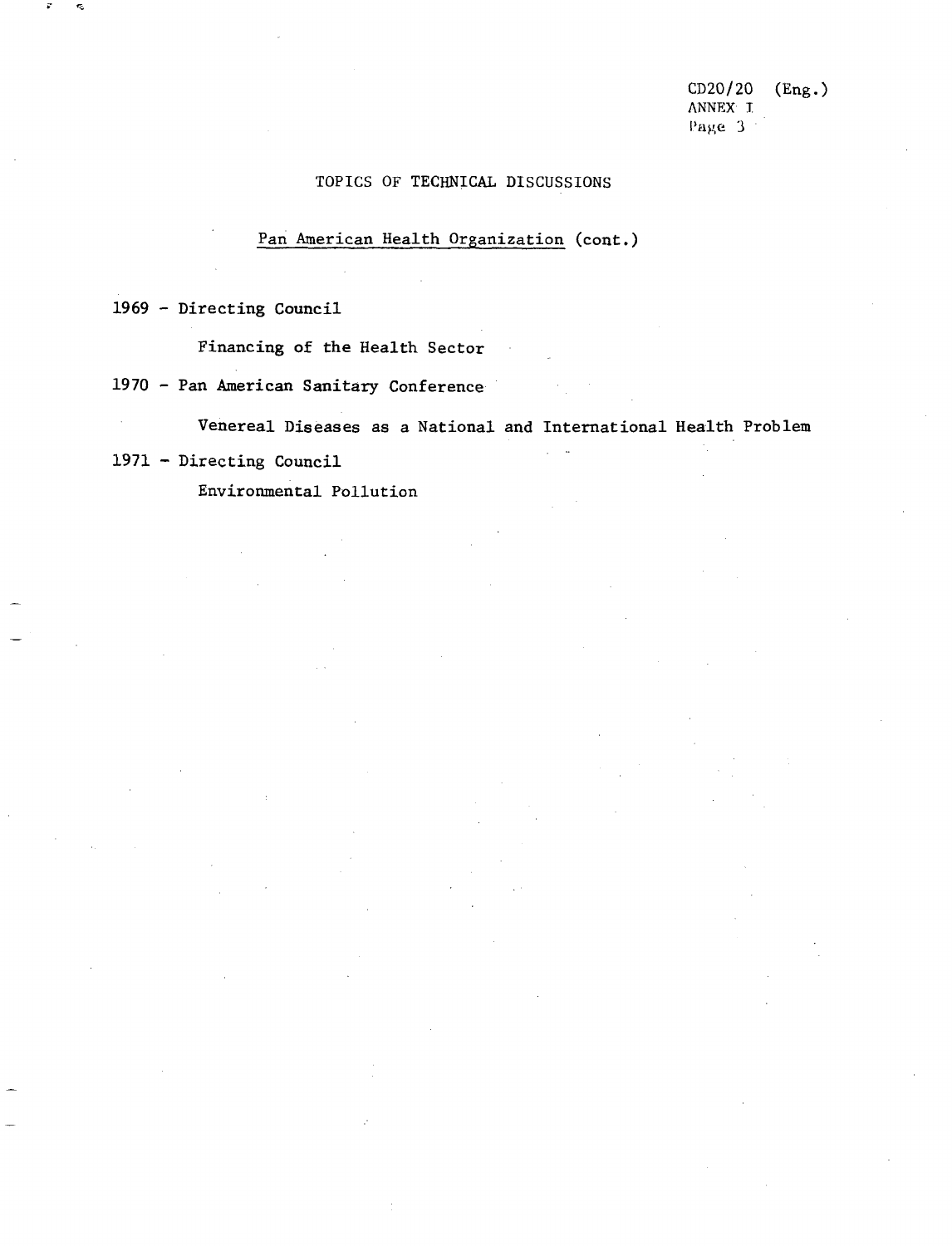# TOPICS OF TECHNICAL DISCUSSIONS

## Pan American Health Organization (cont.)

1969 - Directing Council

Financing of the Health Sector

1970 - Pan American Sanitary Conference

Venereal Diseases as a National and International Health Problem

1971 - Directing Council

Environmental Pollution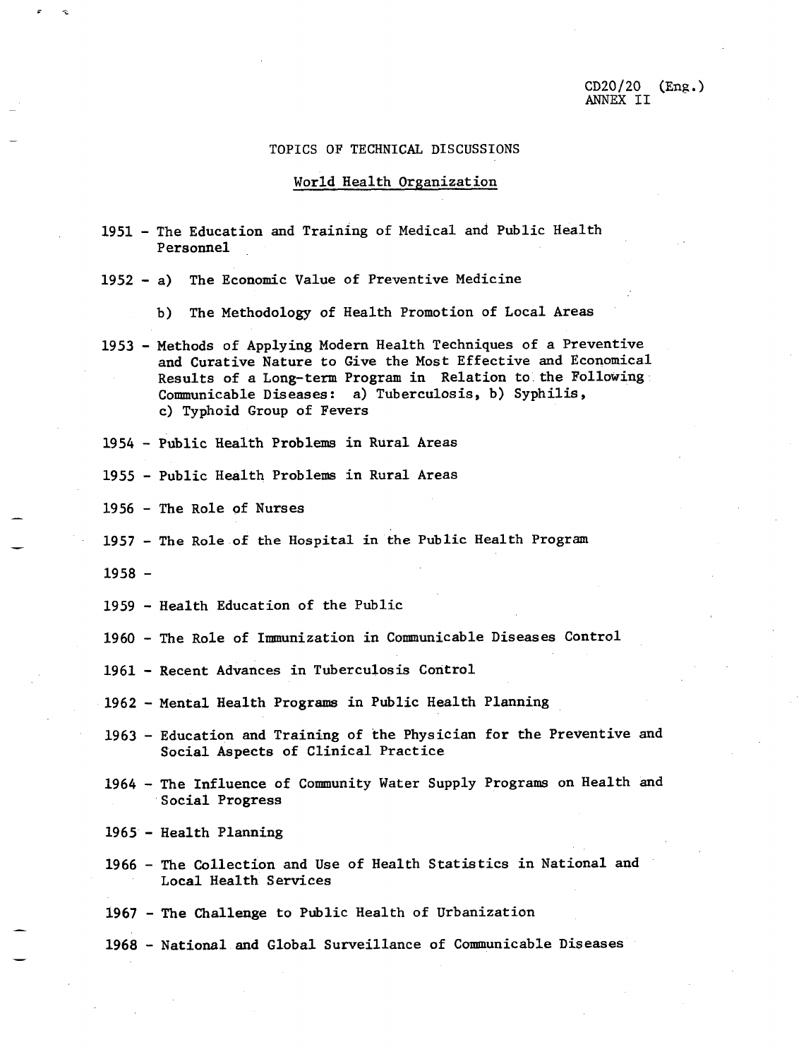CD20/20 (Eng.)
ANNEX II

# TOPICS OF TECHNICAL DISCUSSIONS

## World Health Organization

1951 - The Education and Training of Medical and Public Health Personnel

1952 - a) The Economic Value of Preventive Medicine

b) The Methodology of Health Promotion of Local Areas

1953 - Methods of Applying Modern Health Techniques of a Preventive and Curative Nature to Give the Most Effective and Economical Results of a Long-term Program in Relation to the Following Communicable Diseases: a) Tuberculosis, b) Syphilis, c) Typhoid Group of Fevers

1954 - Public Health Problems in Rural Areas

1955 - Public Health Problems in Rural Areas

1956 - The Role of Nurses

1957 - The Role of the Hospital in the Public Health Program

1958 -

1959 - Health Education of the Public

1960 - The Role of Immunization in Communicable Diseases Control

1961 - Recent Advances in Tuberculosis Control

1962 - Mental Health Programs in Public Health Planning

1963 - Education and Training of the Physician for the Preventive and Social Aspects of Clinical Practice

1964 - The Influence of Community Water Supply Programs on Health and Social Progress

1965 - Health Planning

1966 - The Collection and Use of Health Statistics in National and Local Health Services

1967 - The Challenge to Public Health of Urbanization

1968 - National and Global Surveillance of Communicable Diseases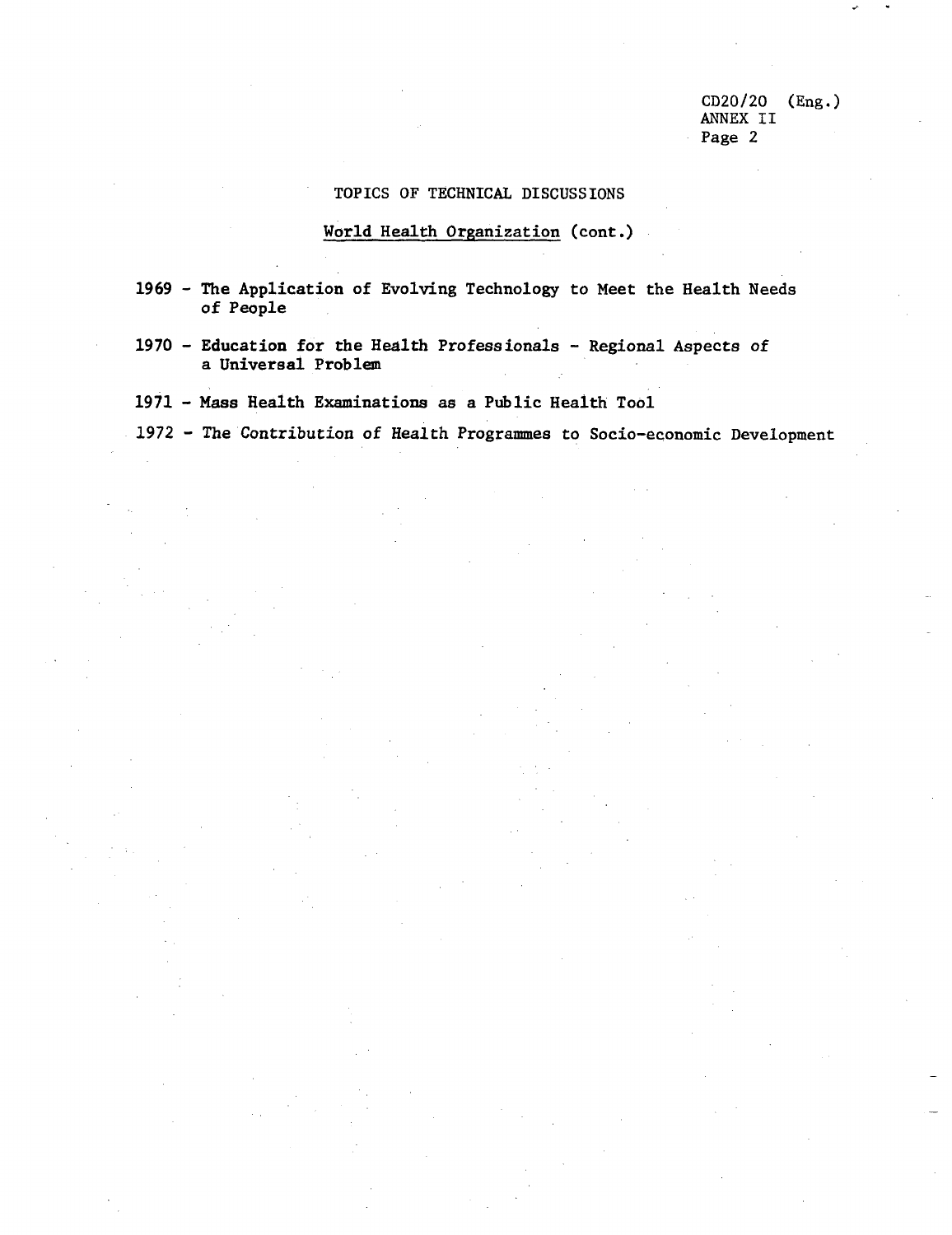## TOPICS OF TECHNICAL DISCUSSIONS

### World Health Organization (cont.)

1969 - The Application of Evolving Technology to Meet the Health Needs of People

1970 - Education for the Health Professionals - Regional Aspects of a Universal Problem

1971 - Mass Health Examinations as a Public Health Tool

1972 - The Contribution of Health Programmes to Socio-economic Development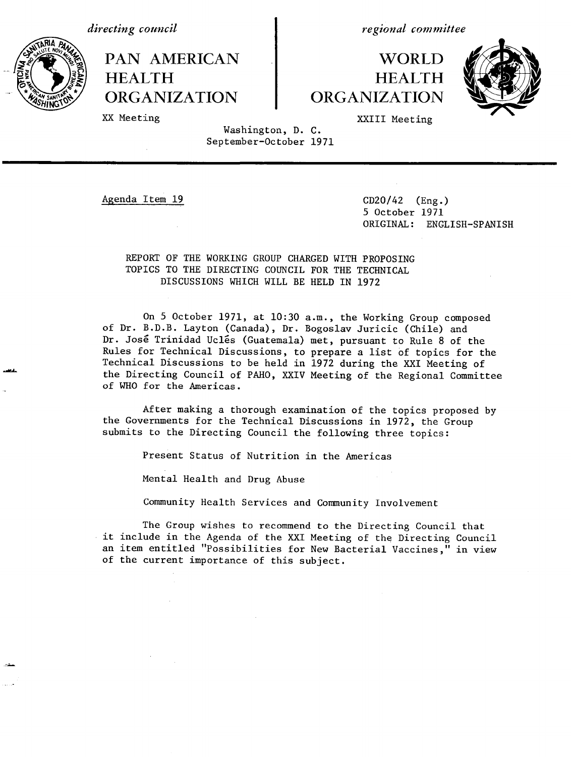*directing council*

# PAN AMERICAN HEALTH ORGANIZATION

XX Meeting

*regional committee*

# WORLD HEALTH ORGANIZATION

XXIII Meeting

Washington, D. C.
September-October 1971

Agenda Item 19

CD20/42 (Eng.)
5 October 1971
ORIGINAL: ENGLISH-SPANISH

## REPORT OF THE WORKING GROUP CHARGED WITH PROPOSING TOPICS TO THE DIRECTING COUNCIL FOR THE TECHNICAL DISCUSSIONS WHICH WILL BE HELD IN 1972

On 5 October 1971, at 10:30 a.m., the Working Group composed of Dr. B.D.B. Layton (Canada), Dr. Bogoslav Juricic (Chile) and Dr. José Trinidad Uclés (Guatemala) met, pursuant to Rule 8 of the Rules for Technical Discussions, to prepare a list of topics for the Technical Discussions to be held in 1972 during the XXI Meeting of the Directing Council of PAHO, XXIV Meeting of the Regional Committee of WHO for the Americas.

After making a thorough examination of the topics proposed by the Governments for the Technical Discussions in 1972, the Group submits to the Directing Council the following three topics:

Present Status of Nutrition in the Americas

Mental Health and Drug Abuse

Community Health Services and Community Involvement

The Group wishes to recommend to the Directing Council that it include in the Agenda of the XXI Meeting of the Directing Council an item entitled "Possibilities for New Bacterial Vaccines," in view of the current importance of this subject.